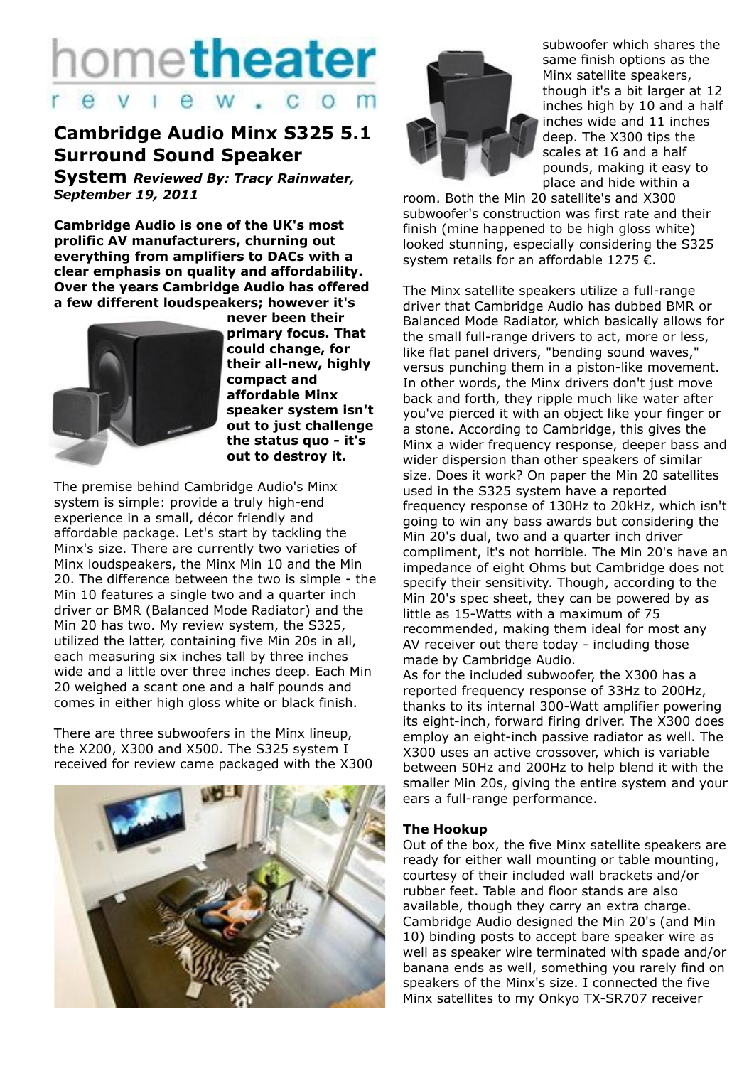# Cambridge Audio Minx S325 5.1 Surround Sound Speaker System

***Reviewed By: Tracy Rainwater, September 19, 2011***

**Cambridge Audio is one of the UK's most prolific AV manufacturers, churning out everything from amplifiers to DACs with a clear emphasis on quality and affordability. Over the years Cambridge Audio has offered a few different loudspeakers; however it's never been their primary focus. That could change, for their all-new, highly compact and affordable Minx speaker system isn't out to just challenge the status quo - it's out to destroy it.**

The premise behind Cambridge Audio's Minx system is simple: provide a truly high-end experience in a small, décor friendly and affordable package. Let's start by tackling the Minx's size. There are currently two varieties of Minx loudspeakers, the Minx Min 10 and the Min 20. The difference between the two is simple - the Min 10 features a single two and a quarter inch driver or BMR (Balanced Mode Radiator) and the Min 20 has two. My review system, the S325, utilized the latter, containing five Min 20s in all, each measuring six inches tall by three inches wide and a little over three inches deep. Each Min 20 weighed a scant one and a half pounds and comes in either high gloss white or black finish.

There are three subwoofers in the Minx lineup, the X200, X300 and X500. The S325 system I received for review came packaged with the X300 subwoofer which shares the same finish options as the Minx satellite speakers, though it's a bit larger at 12 inches high by 10 and a half inches wide and 11 inches deep. The X300 tips the scales at 16 and a half pounds, making it easy to place and hide within a room. Both the Min 20 satellite's and X300 subwoofer's construction was first rate and their finish (mine happened to be high gloss white) looked stunning, especially considering the S325 system retails for an affordable 1275 €.

The Minx satellite speakers utilize a full-range driver that Cambridge Audio has dubbed BMR or Balanced Mode Radiator, which basically allows for the small full-range drivers to act, more or less, like flat panel drivers, "bending sound waves," versus punching them in a piston-like movement. In other words, the Minx drivers don't just move back and forth, they ripple much like water after you've pierced it with an object like your finger or a stone. According to Cambridge, this gives the Minx a wider frequency response, deeper bass and wider dispersion than other speakers of similar size. Does it work? On paper the Min 20 satellites used in the S325 system have a reported frequency response of 130Hz to 20kHz, which isn't going to win any bass awards but considering the Min 20's dual, two and a quarter inch driver compliment, it's not horrible. The Min 20's have an impedance of eight Ohms but Cambridge does not specify their sensitivity. Though, according to the Min 20's spec sheet, they can be powered by as little as 15-Watts with a maximum of 75 recommended, making them ideal for most any AV receiver out there today - including those made by Cambridge Audio.

As for the included subwoofer, the X300 has a reported frequency response of 33Hz to 200Hz, thanks to its internal 300-Watt amplifier powering its eight-inch, forward firing driver. The X300 does employ an eight-inch passive radiator as well. The X300 uses an active crossover, which is variable between 50Hz and 200Hz to help blend it with the smaller Min 20s, giving the entire system and your ears a full-range performance.

**The Hookup**

Out of the box, the five Minx satellite speakers are ready for either wall mounting or table mounting, courtesy of their included wall brackets and/or rubber feet. Table and floor stands are also available, though they carry an extra charge. Cambridge Audio designed the Min 20's (and Min 10) binding posts to accept bare speaker wire as well as speaker wire terminated with spade and/or banana ends as well, something you rarely find on speakers of the Minx's size. I connected the five Minx satellites to my Onkyo TX-SR707 receiver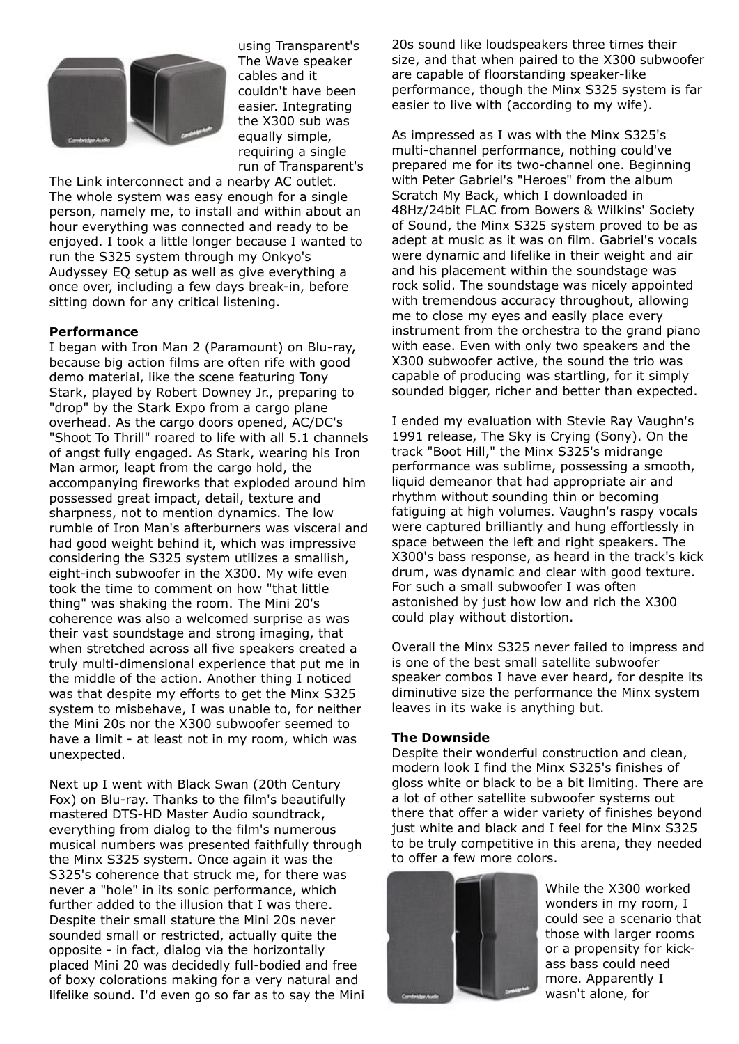using Transparent's The Wave speaker cables and it couldn't have been easier. Integrating the X300 sub was equally simple, requiring a single run of Transparent's The Link interconnect and a nearby AC outlet. The whole system was easy enough for a single person, namely me, to install and within about an hour everything was connected and ready to be enjoyed. I took a little longer because I wanted to run the S325 system through my Onkyo's Audyssey EQ setup as well as give everything a once over, including a few days break-in, before sitting down for any critical listening.

**Performance**

I began with Iron Man 2 (Paramount) on Blu-ray, because big action films are often rife with good demo material, like the scene featuring Tony Stark, played by Robert Downey Jr., preparing to "drop" by the Stark Expo from a cargo plane overhead. As the cargo doors opened, AC/DC's "Shoot To Thrill" roared to life with all 5.1 channels of angst fully engaged. As Stark, wearing his Iron Man armor, leapt from the cargo hold, the accompanying fireworks that exploded around him possessed great impact, detail, texture and sharpness, not to mention dynamics. The low rumble of Iron Man's afterburners was visceral and had good weight behind it, which was impressive considering the S325 system utilizes a smallish, eight-inch subwoofer in the X300. My wife even took the time to comment on how "that little thing" was shaking the room. The Mini 20's coherence was also a welcomed surprise as was their vast soundstage and strong imaging, that when stretched across all five speakers created a truly multi-dimensional experience that put me in the middle of the action. Another thing I noticed was that despite my efforts to get the Minx S325 system to misbehave, I was unable to, for neither the Mini 20s nor the X300 subwoofer seemed to have a limit - at least not in my room, which was unexpected.

Next up I went with Black Swan (20th Century Fox) on Blu-ray. Thanks to the film's beautifully mastered DTS-HD Master Audio soundtrack, everything from dialog to the film's numerous musical numbers was presented faithfully through the Minx S325 system. Once again it was the S325's coherence that struck me, for there was never a "hole" in its sonic performance, which further added to the illusion that I was there. Despite their small stature the Mini 20s never sounded small or restricted, actually quite the opposite - in fact, dialog via the horizontally placed Mini 20 was decidedly full-bodied and free of boxy colorations making for a very natural and lifelike sound. I'd even go so far as to say the Mini 20s sound like loudspeakers three times their size, and that when paired to the X300 subwoofer are capable of floorstanding speaker-like performance, though the Minx S325 system is far easier to live with (according to my wife).

As impressed as I was with the Minx S325's multi-channel performance, nothing could've prepared me for its two-channel one. Beginning with Peter Gabriel's "Heroes" from the album Scratch My Back, which I downloaded in 48Hz/24bit FLAC from Bowers & Wilkins' Society of Sound, the Minx S325 system proved to be as adept at music as it was on film. Gabriel's vocals were dynamic and lifelike in their weight and air and his placement within the soundstage was rock solid. The soundstage was nicely appointed with tremendous accuracy throughout, allowing me to close my eyes and easily place every instrument from the orchestra to the grand piano with ease. Even with only two speakers and the X300 subwoofer active, the sound the trio was capable of producing was startling, for it simply sounded bigger, richer and better than expected.

I ended my evaluation with Stevie Ray Vaughn's 1991 release, The Sky is Crying (Sony). On the track "Boot Hill," the Minx S325's midrange performance was sublime, possessing a smooth, liquid demeanor that had appropriate air and rhythm without sounding thin or becoming fatiguing at high volumes. Vaughn's raspy vocals were captured brilliantly and hung effortlessly in space between the left and right speakers. The X300's bass response, as heard in the track's kick drum, was dynamic and clear with good texture. For such a small subwoofer I was often astonished by just how low and rich the X300 could play without distortion.

Overall the Minx S325 never failed to impress and is one of the best small satellite subwoofer speaker combos I have ever heard, for despite its diminutive size the performance the Minx system leaves in its wake is anything but.

**The Downside**

Despite their wonderful construction and clean, modern look I find the Minx S325's finishes of gloss white or black to be a bit limiting. There are a lot of other satellite subwoofer systems out there that offer a wider variety of finishes beyond just white and black and I feel for the Minx S325 to be truly competitive in this arena, they needed to offer a few more colors.

While the X300 worked wonders in my room, I could see a scenario that those with larger rooms or a propensity for kick-ass bass could need more. Apparently I wasn't alone, for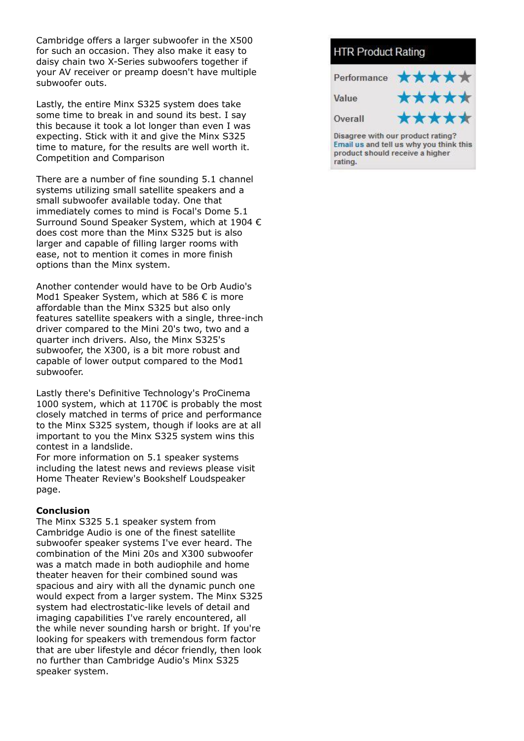Cambridge offers a larger subwoofer in the X500 for such an occasion. They also make it easy to daisy chain two X-Series subwoofers together if your AV receiver or preamp doesn't have multiple subwoofer outs.

Lastly, the entire Minx S325 system does take some time to break in and sound its best. I say this because it took a lot longer than even I was expecting. Stick with it and give the Minx S325 time to mature, for the results are well worth it.
Competition and Comparison

There are a number of fine sounding 5.1 channel systems utilizing small satellite speakers and a small subwoofer available today. One that immediately comes to mind is Focal's Dome 5.1 Surround Sound Speaker System, which at 1904 € does cost more than the Minx S325 but is also larger and capable of filling larger rooms with ease, not to mention it comes in more finish options than the Minx system.

Another contender would have to be Orb Audio's Mod1 Speaker System, which at 586 € is more affordable than the Minx S325 but also only features satellite speakers with a single, three-inch driver compared to the Mini 20's two, two and a quarter inch drivers. Also, the Minx S325's subwoofer, the X300, is a bit more robust and capable of lower output compared to the Mod1 subwoofer.

Lastly there's Definitive Technology's ProCinema 1000 system, which at 1170€ is probably the most closely matched in terms of price and performance to the Minx S325 system, though if looks are at all important to you the Minx S325 system wins this contest in a landslide.
For more information on 5.1 speaker systems including the latest news and reviews please visit Home Theater Review's Bookshelf Loudspeaker page.

**Conclusion**
The Minx S325 5.1 speaker system from Cambridge Audio is one of the finest satellite subwoofer speaker systems I've ever heard. The combination of the Mini 20s and X300 subwoofer was a match made in both audiophile and home theater heaven for their combined sound was spacious and airy with all the dynamic punch one would expect from a larger system. The Minx S325 system had electrostatic-like levels of detail and imaging capabilities I've rarely encountered, all the while never sounding harsh or bright. If you're looking for speakers with tremendous form factor that are uber lifestyle and décor friendly, then look no further than Cambridge Audio's Minx S325 speaker system.

**HTR Product Rating**

Performance

Value

Overall

Disagree with our product rating? Email us and tell us why you think this product should receive a higher rating.